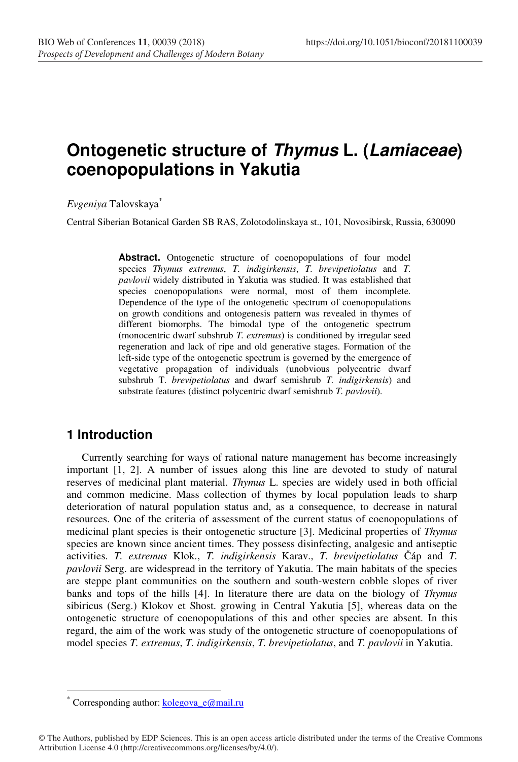# Ontogenetic structure of *Thymus* L. (*Lamiaceae*) coenopopulations in Yakutia

*Evgeniya* Talovskaya[*]

Central Siberian Botanical Garden SB RAS, Zolotodolinskaya st., 101, Novosibirsk, Russia, 630090

**Abstract.** Ontogenetic structure of coenopopulations of four model species *Thymus extremus*, *T. indigirkensis*, *T. brevipetiolatus* and *T. pavlovii* widely distributed in Yakutia was studied. It was established that species coenopopulations were normal, most of them incomplete. Dependence of the type of the ontogenetic spectrum of coenopopulations on growth conditions and ontogenesis pattern was revealed in thymes of different biomorphs. The bimodal type of the ontogenetic spectrum (monocentric dwarf subshrub *T. extremus*) is conditioned by irregular seed regeneration and lack of ripe and old generative stages. Formation of the left-side type of the ontogenetic spectrum is governed by the emergence of vegetative propagation of individuals (unobvious polycentric dwarf subshrub T. *brevipetiolatus* and dwarf semishrub *T. indigirkensis*) and substrate features (distinct polycentric dwarf semishrub *T. pavlovii*).

## 1 Introduction

Currently searching for ways of rational nature management has become increasingly important [1, 2]. A number of issues along this line are devoted to study of natural reserves of medicinal plant material. *Thymus* L. species are widely used in both official and common medicine. Mass collection of thymes by local population leads to sharp deterioration of natural population status and, as a consequence, to decrease in natural resources. One of the criteria of assessment of the current status of coenopopulations of medicinal plant species is their ontogenetic structure [3]. Medicinal properties of *Thymus* species are known since ancient times. They possess disinfecting, analgesic and antiseptic activities. *T. extremus* Klok., *T. indigirkensis* Karav., *T. brevipetiolatus* Čáp and *T. pavlovii* Serg. are widespread in the territory of Yakutia. The main habitats of the species are steppe plant communities on the southern and south-western cobble slopes of river banks and tops of the hills [4]. In literature there are data on the biology of *Thymus* sibiricus (Serg.) Klokov et Shost. growing in Central Yakutia [5], whereas data on the ontogenetic structure of coenopopulations of this and other species are absent. In this regard, the aim of the work was study of the ontogenetic structure of coenopopulations of model species *T. extremus*, *T. indigirkensis*, *T. brevipetiolatus*, and *T. pavlovii* in Yakutia.

[*] Corresponding author: kolegova_e@mail.ru

© The Authors, published by EDP Sciences. This is an open access article distributed under the terms of the Creative Commons Attribution License 4.0 (http://creativecommons.org/licenses/by/4.0/).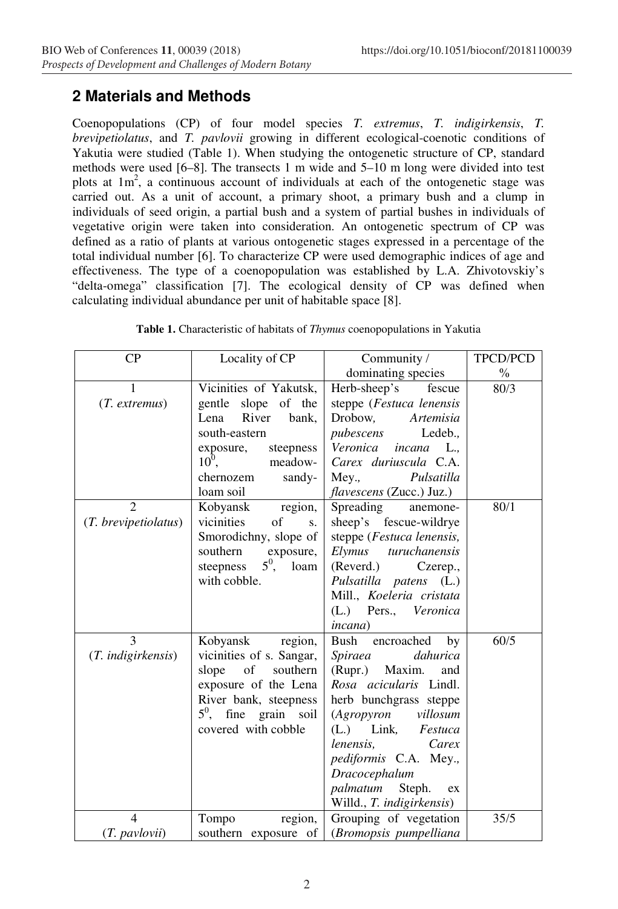## 2 Materials and Methods

Coenopopulations (CP) of four model species *T. extremus*, *T. indigirkensis*, *T. brevipetiolatus*, and *T. pavlovii* growing in different ecological-coenotic conditions of Yakutia were studied (Table 1). When studying the ontogenetic structure of CP, standard methods were used [6–8]. The transects 1 m wide and 5–10 m long were divided into test plots at $1 m^2$, a continuous account of individuals at each of the ontogenetic stage was carried out. As a unit of account, a primary shoot, a primary bush and a clump in individuals of seed origin, a partial bush and a system of partial bushes in individuals of vegetative origin were taken into consideration. An ontogenetic spectrum of CP was defined as a ratio of plants at various ontogenetic stages expressed in a percentage of the total individual number [6]. To characterize CP were used demographic indices of age and effectiveness. The type of a coenopopulation was established by L.A. Zhivotovskiy's "delta-omega" classification [7]. The ecological density of CP was defined when calculating individual abundance per unit of habitable space [8].

**Table 1.** Characteristic of habitats of *Thymus* coenopopulations in Yakutia

| CP | Locality of CP | Community / dominating species | TPCD/PCD % |
|---|---|---|---|
| 1 (*T. extremus*) | Vicinities of Yakutsk, gentle slope of the Lena River bank, south-eastern exposure, steepness $10^0$, meadow-chernozem sandy-loam soil | Herb-sheep's fescue steppe (*Festuca lenensis* Drobow, *Artemisia pubescens* Ledeb., *Veronica incana* L., *Carex duriuscula* C.A. Mey., *Pulsatilla flavescens* (Zucc.) Juz.) | 80/3 |
| 2 (*T. brevipetiolatus*) | Kobyansk region, vicinities of s. Smorodichny, slope of southern exposure, steepness $5^0$, loam with cobble. | Spreading anemone-sheep's fescue-wildrye steppe (*Festuca lenensis, Elymus turuchanensis* (Reverd.) Czerep., *Pulsatilla patens* (L.) Mill., *Koeleria cristata* (L.) Pers., *Veronica incana*) | 80/1 |
| 3 (*T. indigirkensis*) | Kobyansk region, vicinities of s. Sangar, slope of southern exposure of the Lena River bank, steepness $5^0$, fine grain soil covered with cobble | Bush encroached by *Spiraea dahurica* (Rupr.) Maxim. and *Rosa acicularis* Lindl. herb bunchgrass steppe (*Agropyron villosum* (L.) Link, *Festuca lenensis, Carex pediformis* C.A. Mey., *Dracocephalum palmatum* Steph. ex Willd., *T. indigirkensis*) | 60/5 |
| 4 (*T. pavlovii*) | Tompo region, southern exposure of | Grouping of vegetation (*Bromopsis pumpelliana* | 35/5 |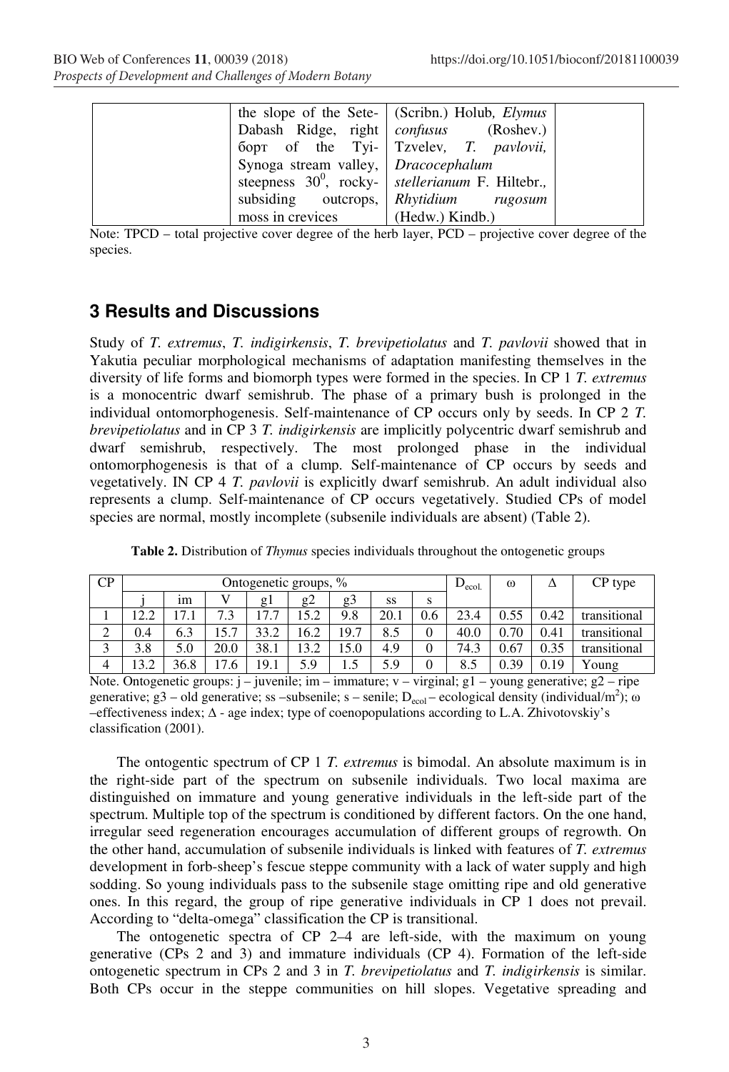|  | the slope of the Sete-Dabash Ridge, right борт of the Tyi-Synoga stream valley, steepness $30^0$, rocky-subsiding outcrops, moss in crevices | (Scribn.) Holub, *Elymus confusus* (Roshev.) Tzvelev, *T. pavlovii*, *Dracocephalum stellerianum* F. Hiltebr., *Rhytidium rugosum* (Hedw.) Kindb.) |  |
|---|---|---|---|

Note: TPCD – total projective cover degree of the herb layer, PCD – projective cover degree of the species.

## 3 Results and Discussions

Study of *T. extremus*, *T. indigirkensis*, *T. brevipetiolatus* and *T. pavlovii* showed that in Yakutia peculiar morphological mechanisms of adaptation manifesting themselves in the diversity of life forms and biomorph types were formed in the species. In CP 1 *T. extremus* is a monocentric dwarf semishrub. The phase of a primary bush is prolonged in the individual ontomorphogenesis. Self-maintenance of CP occurs only by seeds. In CP 2 *T. brevipetiolatus* and in CP 3 *T. indigirkensis* are implicitly polycentric dwarf semishrub and dwarf semishrub, respectively. The most prolonged phase in the individual ontomorphogenesis is that of a clump. Self-maintenance of CP occurs by seeds and vegetatively. IN CP 4 *T. pavlovii* is explicitly dwarf semishrub. An adult individual also represents a clump. Self-maintenance of CP occurs vegetatively. Studied CPs of model species are normal, mostly incomplete (subsenile individuals are absent) (Table 2).

**Table 2.** Distribution of *Thymus* species individuals throughout the ontogenetic groups

| CP | Ontogenetic groups, % | | | | | | | | $D_{ecol.}$ | ω | Δ | CP type |
|---|---|---|---|---|---|---|---|---|---|---|---|---|
| | j | im | V | g1 | g2 | g3 | ss | s | | | | |
| 1 | 12.2 | 17.1 | 7.3 | 17.7 | 15.2 | 9.8 | 20.1 | 0.6 | 23.4 | 0.55 | 0.42 | transitional |
| 2 | 0.4 | 6.3 | 15.7 | 33.2 | 16.2 | 19.7 | 8.5 | 0 | 40.0 | 0.70 | 0.41 | transitional |
| 3 | 3.8 | 5.0 | 20.0 | 38.1 | 13.2 | 15.0 | 4.9 | 0 | 74.3 | 0.67 | 0.35 | transitional |
| 4 | 13.2 | 36.8 | 17.6 | 19.1 | 5.9 | 1.5 | 5.9 | 0 | 8.5 | 0.39 | 0.19 | Young |

Note. Ontogenetic groups: j – juvenile; im – immature; v – virginal; g1 – young generative; g2 – ripe generative; g3 – old generative; ss –subsenile; s – senile; $D_{ecol}$ – ecological density (individual/m$^2$); ω –effectiveness index; Δ - age index; type of coenopopulations according to L.A. Zhivotovskiy's classification (2001).

The ontogentic spectrum of CP 1 *T. extremus* is bimodal. An absolute maximum is in the right-side part of the spectrum on subsenile individuals. Two local maxima are distinguished on immature and young generative individuals in the left-side part of the spectrum. Multiple top of the spectrum is conditioned by different factors. On the one hand, irregular seed regeneration encourages accumulation of different groups of regrowth. On the other hand, accumulation of subsenile individuals is linked with features of *T. extremus* development in forb-sheep's fescue steppe community with a lack of water supply and high sodding. So young individuals pass to the subsenile stage omitting ripe and old generative ones. In this regard, the group of ripe generative individuals in CP 1 does not prevail. According to "delta-omega" classification the CP is transitional.

The ontogenetic spectra of CP 2–4 are left-side, with the maximum on young generative (CPs 2 and 3) and immature individuals (CP 4). Formation of the left-side ontogenetic spectrum in CPs 2 and 3 in *T. brevipetiolatus* and *T. indigirkensis* is similar. Both CPs occur in the steppe communities on hill slopes. Vegetative spreading and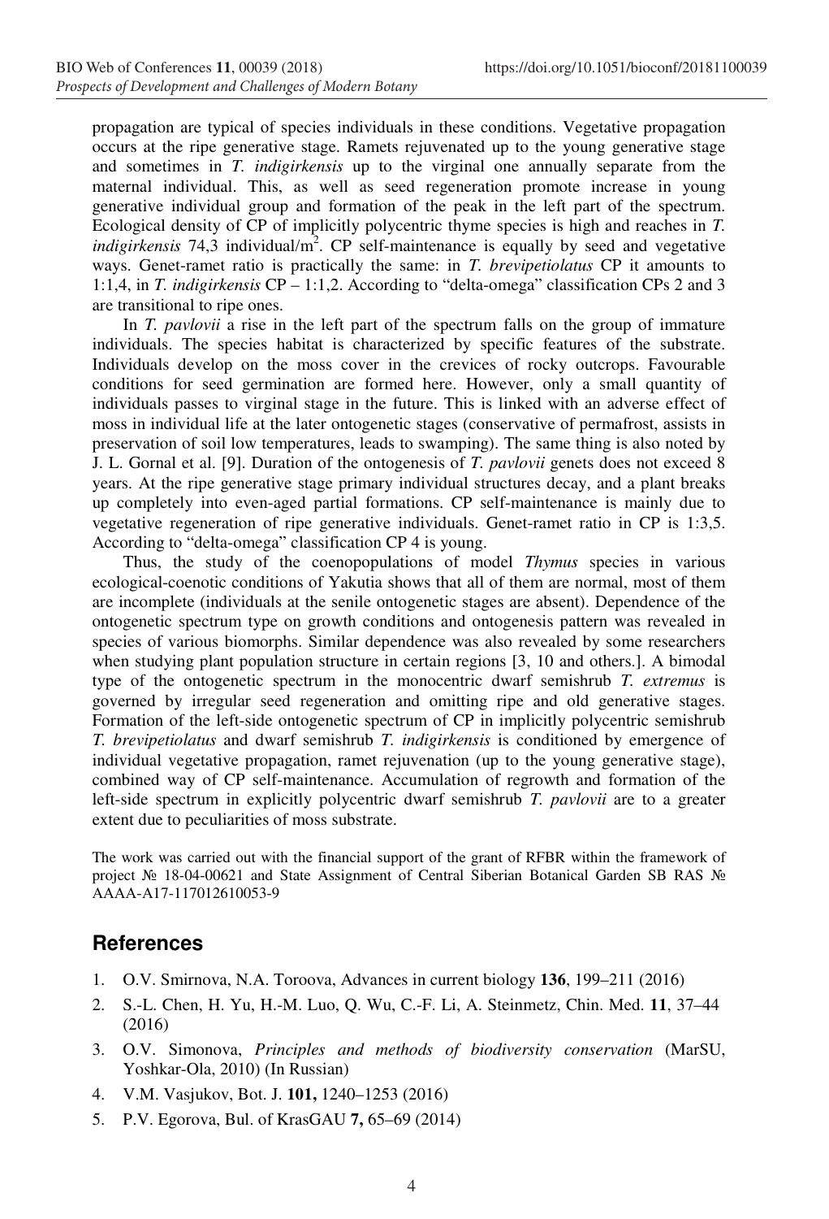propagation are typical of species individuals in these conditions. Vegetative propagation occurs at the ripe generative stage. Ramets rejuvenated up to the young generative stage and sometimes in *T. indigirkensis* up to the virginal one annually separate from the maternal individual. This, as well as seed regeneration promote increase in young generative individual group and formation of the peak in the left part of the spectrum. Ecological density of CP of implicitly polycentric thyme species is high and reaches in *T. indigirkensis* 74,3 individual/m$^2$. CP self-maintenance is equally by seed and vegetative ways. Genet-ramet ratio is practically the same: in *T. brevipetiolatus* CP it amounts to 1:1,4, in *T. indigirkensis* CP – 1:1,2. According to "delta-omega" classification CPs 2 and 3 are transitional to ripe ones.

In *T. pavlovii* a rise in the left part of the spectrum falls on the group of immature individuals. The species habitat is characterized by specific features of the substrate. Individuals develop on the moss cover in the crevices of rocky outcrops. Favourable conditions for seed germination are formed here. However, only a small quantity of individuals passes to virginal stage in the future. This is linked with an adverse effect of moss in individual life at the later ontogenetic stages (conservative of permafrost, assists in preservation of soil low temperatures, leads to swamping). The same thing is also noted by J. L. Gornal et al. [9]. Duration of the ontogenesis of *T. pavlovii* genets does not exceed 8 years. At the ripe generative stage primary individual structures decay, and a plant breaks up completely into even-aged partial formations. CP self-maintenance is mainly due to vegetative regeneration of ripe generative individuals. Genet-ramet ratio in CP is 1:3,5. According to "delta-omega" classification CP 4 is young.

Thus, the study of the coenopopulations of model *Thymus* species in various ecological-coenotic conditions of Yakutia shows that all of them are normal, most of them are incomplete (individuals at the senile ontogenetic stages are absent). Dependence of the ontogenetic spectrum type on growth conditions and ontogenesis pattern was revealed in species of various biomorphs. Similar dependence was also revealed by some researchers when studying plant population structure in certain regions [3, 10 and others.]. A bimodal type of the ontogenetic spectrum in the monocentric dwarf semishrub *T. extremus* is governed by irregular seed regeneration and omitting ripe and old generative stages. Formation of the left-side ontogenetic spectrum of CP in implicitly polycentric semishrub *T. brevipetiolatus* and dwarf semishrub *T. indigirkensis* is conditioned by emergence of individual vegetative propagation, ramet rejuvenation (up to the young generative stage), combined way of CP self-maintenance. Accumulation of regrowth and formation of the left-side spectrum in explicitly polycentric dwarf semishrub *T. pavlovii* are to a greater extent due to peculiarities of moss substrate.

The work was carried out with the financial support of the grant of RFBR within the framework of project № 18-04-00621 and State Assignment of Central Siberian Botanical Garden SB RAS № AAAA-A17-117012610053-9

## References

1. O.V. Smirnova, N.A. Toroova, Advances in current biology **136**, 199–211 (2016)
2. S.-L. Chen, H. Yu, H.-M. Luo, Q. Wu, C.-F. Li, A. Steinmetz, Chin. Med. **11**, 37–44 (2016)
3. O.V. Simonova, *Principles and methods of biodiversity conservation* (MarSU, Yoshkar-Ola, 2010) (In Russian)
4. V.M. Vasjukov, Bot. J. **101,** 1240–1253 (2016)
5. P.V. Egorova, Bul. of KrasGAU **7,** 65–69 (2014)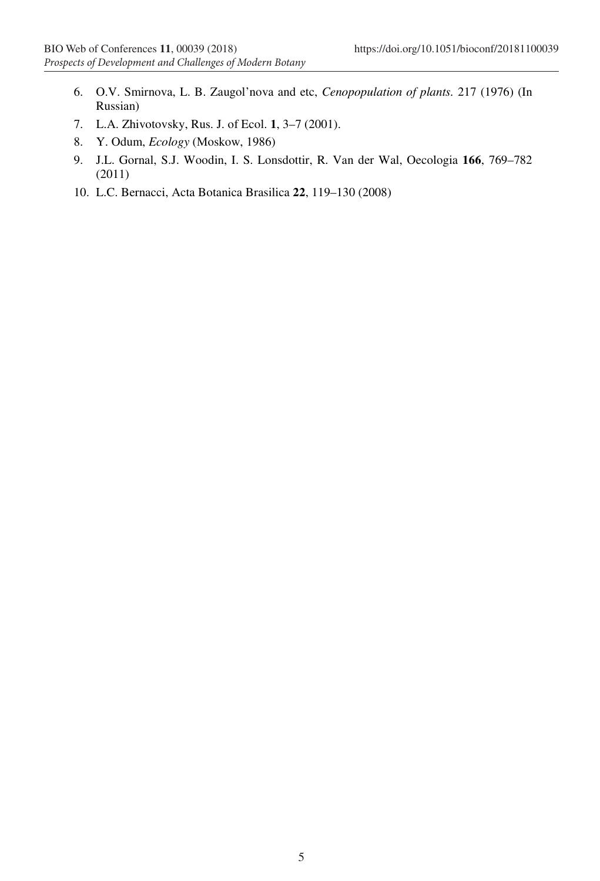6. O.V. Smirnova, L. B. Zaugol’nova and etc, *Cenopopulation of plants.* 217 (1976) (In Russian)
7. L.A. Zhivotovsky, Rus. J. of Ecol. **1**, 3–7 (2001).
8. Y. Odum, *Ecology* (Moskow, 1986)
9. J.L. Gornal, S.J. Woodin, I. S. Lonsdottir, R. Van der Wal, Oecologia **166**, 769–782 (2011)
10. L.C. Bernacci, Acta Botanica Brasilica **22**, 119–130 (2008)